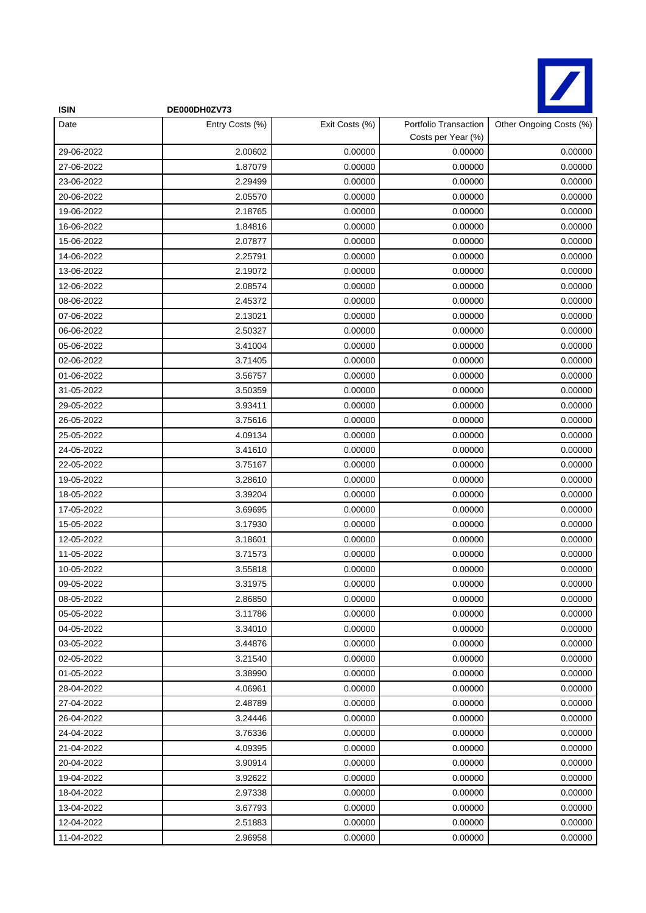**ISIN** **DE000DH0ZV73**

| Date | Entry Costs (%) | Exit Costs (%) | Portfolio Transaction Costs per Year (%) | Other Ongoing Costs (%) |
|---|---|---|---|---|
| 29-06-2022 | 2.00602 | 0.00000 | 0.00000 | 0.00000 |
| 27-06-2022 | 1.87079 | 0.00000 | 0.00000 | 0.00000 |
| 23-06-2022 | 2.29499 | 0.00000 | 0.00000 | 0.00000 |
| 20-06-2022 | 2.05570 | 0.00000 | 0.00000 | 0.00000 |
| 19-06-2022 | 2.18765 | 0.00000 | 0.00000 | 0.00000 |
| 16-06-2022 | 1.84816 | 0.00000 | 0.00000 | 0.00000 |
| 15-06-2022 | 2.07877 | 0.00000 | 0.00000 | 0.00000 |
| 14-06-2022 | 2.25791 | 0.00000 | 0.00000 | 0.00000 |
| 13-06-2022 | 2.19072 | 0.00000 | 0.00000 | 0.00000 |
| 12-06-2022 | 2.08574 | 0.00000 | 0.00000 | 0.00000 |
| 08-06-2022 | 2.45372 | 0.00000 | 0.00000 | 0.00000 |
| 07-06-2022 | 2.13021 | 0.00000 | 0.00000 | 0.00000 |
| 06-06-2022 | 2.50327 | 0.00000 | 0.00000 | 0.00000 |
| 05-06-2022 | 3.41004 | 0.00000 | 0.00000 | 0.00000 |
| 02-06-2022 | 3.71405 | 0.00000 | 0.00000 | 0.00000 |
| 01-06-2022 | 3.56757 | 0.00000 | 0.00000 | 0.00000 |
| 31-05-2022 | 3.50359 | 0.00000 | 0.00000 | 0.00000 |
| 29-05-2022 | 3.93411 | 0.00000 | 0.00000 | 0.00000 |
| 26-05-2022 | 3.75616 | 0.00000 | 0.00000 | 0.00000 |
| 25-05-2022 | 4.09134 | 0.00000 | 0.00000 | 0.00000 |
| 24-05-2022 | 3.41610 | 0.00000 | 0.00000 | 0.00000 |
| 22-05-2022 | 3.75167 | 0.00000 | 0.00000 | 0.00000 |
| 19-05-2022 | 3.28610 | 0.00000 | 0.00000 | 0.00000 |
| 18-05-2022 | 3.39204 | 0.00000 | 0.00000 | 0.00000 |
| 17-05-2022 | 3.69695 | 0.00000 | 0.00000 | 0.00000 |
| 15-05-2022 | 3.17930 | 0.00000 | 0.00000 | 0.00000 |
| 12-05-2022 | 3.18601 | 0.00000 | 0.00000 | 0.00000 |
| 11-05-2022 | 3.71573 | 0.00000 | 0.00000 | 0.00000 |
| 10-05-2022 | 3.55818 | 0.00000 | 0.00000 | 0.00000 |
| 09-05-2022 | 3.31975 | 0.00000 | 0.00000 | 0.00000 |
| 08-05-2022 | 2.86850 | 0.00000 | 0.00000 | 0.00000 |
| 05-05-2022 | 3.11786 | 0.00000 | 0.00000 | 0.00000 |
| 04-05-2022 | 3.34010 | 0.00000 | 0.00000 | 0.00000 |
| 03-05-2022 | 3.44876 | 0.00000 | 0.00000 | 0.00000 |
| 02-05-2022 | 3.21540 | 0.00000 | 0.00000 | 0.00000 |
| 01-05-2022 | 3.38990 | 0.00000 | 0.00000 | 0.00000 |
| 28-04-2022 | 4.06961 | 0.00000 | 0.00000 | 0.00000 |
| 27-04-2022 | 2.48789 | 0.00000 | 0.00000 | 0.00000 |
| 26-04-2022 | 3.24446 | 0.00000 | 0.00000 | 0.00000 |
| 24-04-2022 | 3.76336 | 0.00000 | 0.00000 | 0.00000 |
| 21-04-2022 | 4.09395 | 0.00000 | 0.00000 | 0.00000 |
| 20-04-2022 | 3.90914 | 0.00000 | 0.00000 | 0.00000 |
| 19-04-2022 | 3.92622 | 0.00000 | 0.00000 | 0.00000 |
| 18-04-2022 | 2.97338 | 0.00000 | 0.00000 | 0.00000 |
| 13-04-2022 | 3.67793 | 0.00000 | 0.00000 | 0.00000 |
| 12-04-2022 | 2.51883 | 0.00000 | 0.00000 | 0.00000 |
| 11-04-2022 | 2.96958 | 0.00000 | 0.00000 | 0.00000 |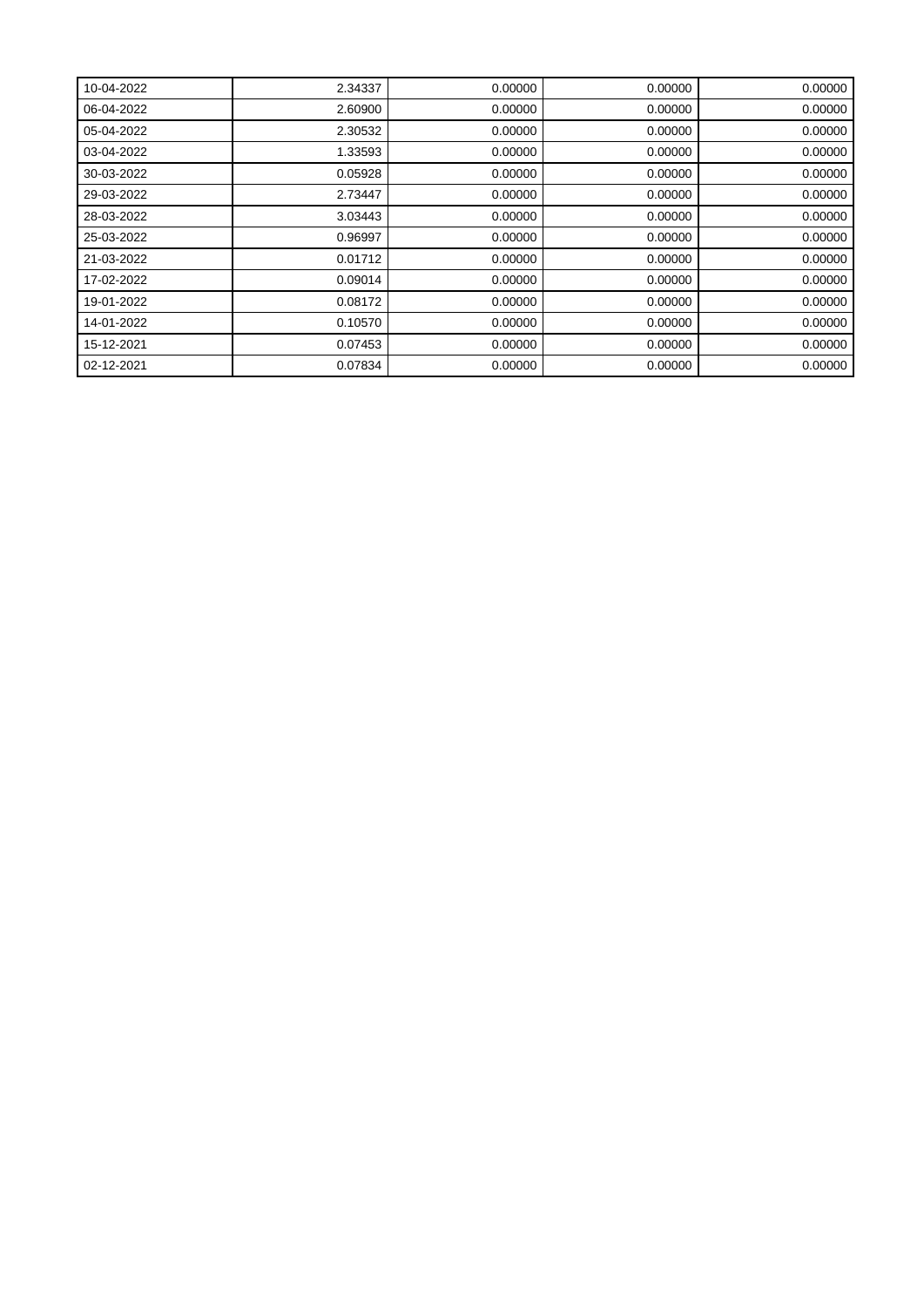| | | | | |
|---|---|---|---|---|
| 10-04-2022 | 2.34337 | 0.00000 | 0.00000 | 0.00000 |
| 06-04-2022 | 2.60900 | 0.00000 | 0.00000 | 0.00000 |
| 05-04-2022 | 2.30532 | 0.00000 | 0.00000 | 0.00000 |
| 03-04-2022 | 1.33593 | 0.00000 | 0.00000 | 0.00000 |
| 30-03-2022 | 0.05928 | 0.00000 | 0.00000 | 0.00000 |
| 29-03-2022 | 2.73447 | 0.00000 | 0.00000 | 0.00000 |
| 28-03-2022 | 3.03443 | 0.00000 | 0.00000 | 0.00000 |
| 25-03-2022 | 0.96997 | 0.00000 | 0.00000 | 0.00000 |
| 21-03-2022 | 0.01712 | 0.00000 | 0.00000 | 0.00000 |
| 17-02-2022 | 0.09014 | 0.00000 | 0.00000 | 0.00000 |
| 19-01-2022 | 0.08172 | 0.00000 | 0.00000 | 0.00000 |
| 14-01-2022 | 0.10570 | 0.00000 | 0.00000 | 0.00000 |
| 15-12-2021 | 0.07453 | 0.00000 | 0.00000 | 0.00000 |
| 02-12-2021 | 0.07834 | 0.00000 | 0.00000 | 0.00000 |